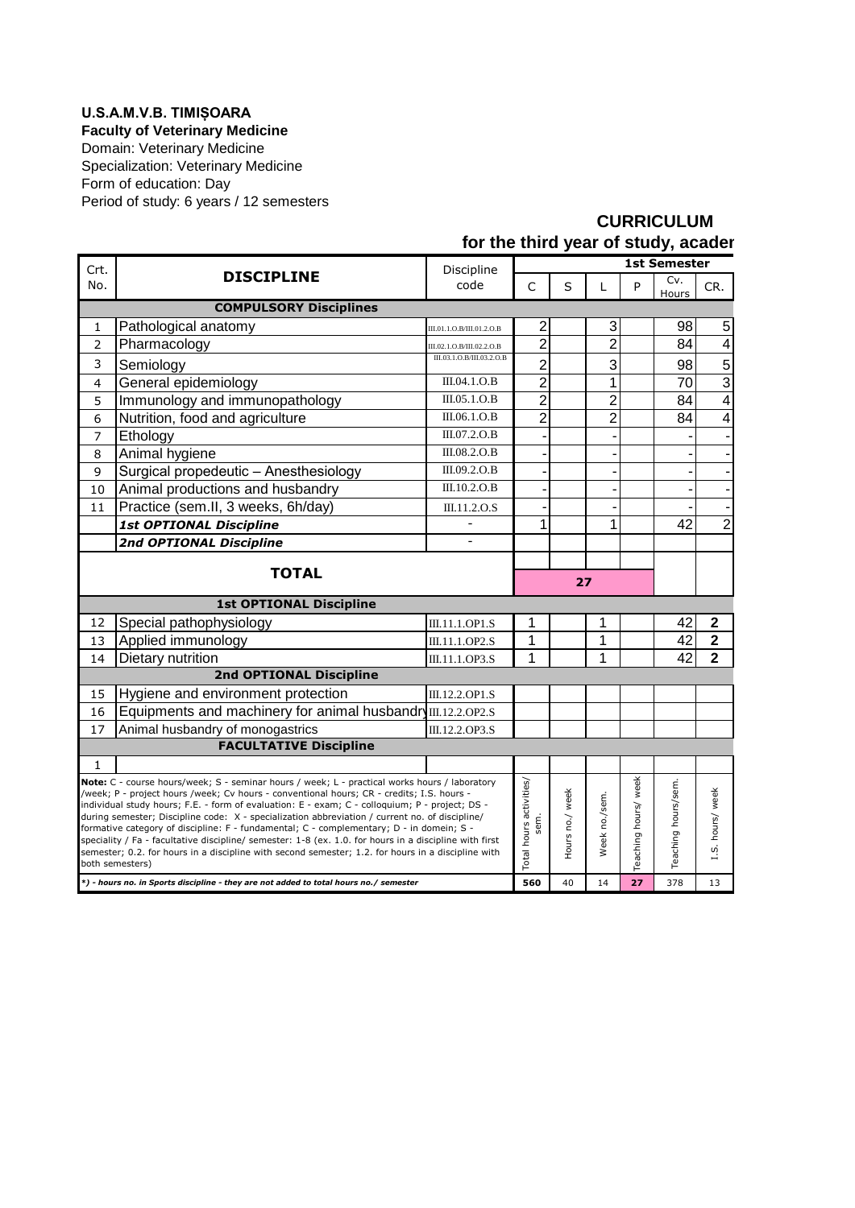**U.S.A.M.V.B. TIMIȘOARA**
**Faculty of Veterinary Medicine**
Domain: Veterinary Medicine
Specialization: Veterinary Medicine
Form of education: Day
Period of study: 6 years / 12 semesters

## CURRICULUM
## for the third year of study, acader

| Crt. No. | DISCIPLINE | Discipline code | 1st Semester | | | | | |
|---|---|---|---|---|---|---|---|---|
| | | | C | S | L | P | Cv. Hours | CR. |
| | **COMPULSORY Disciplines** | | | | | | | |
| 1 | Pathological anatomy | III.01.1.O.B/III.01.2.O.B | 2 | | 3 | | 98 | 5 |
| 2 | Pharmacology | III.02.1.O.B/III.02.2.O.B | 2 | | 2 | | 84 | 4 |
| 3 | Semiology | III.03.1.O.B/III.03.2.O.B | 2 | | 3 | | 98 | 5 |
| 4 | General epidemiology | III.04.1.O.B | 2 | | 1 | | 70 | 3 |
| 5 | Immunology and immunopathology | III.05.1.O.B | 2 | | 2 | | 84 | 4 |
| 6 | Nutrition, food and agriculture | III.06.1.O.B | 2 | | 2 | | 84 | 4 |
| 7 | Ethology | III.07.2.O.B | - | | - | | - | - |
| 8 | Animal hygiene | III.08.2.O.B | - | | - | | - | - |
| 9 | Surgical propedeutic – Anesthesiology | III.09.2.O.B | - | | - | | - | - |
| 10 | Animal productions and husbandry | III.10.2.O.B | - | | - | | - | - |
| 11 | Practice (sem.II, 3 weeks, 6h/day) | III.11.2.O.S | - | | - | | - | - |
| | ***1st OPTIONAL Discipline*** | - | 1 | | 1 | | 42 | 2 |
| | ***2nd OPTIONAL Discipline*** | - | | | | | | |
| | **TOTAL** | | 27 | | | | | |
| | **1st OPTIONAL Discipline** | | | | | | | |
| 12 | Special pathophysiology | III.11.1.OP1.S | 1 | | 1 | | 42 | **2** |
| 13 | Applied immunology | III.11.1.OP2.S | 1 | | 1 | | 42 | **2** |
| 14 | Dietary nutrition | III.11.1.OP3.S | 1 | | 1 | | 42 | **2** |
| | **2nd OPTIONAL Discipline** | | | | | | | |
| 15 | Hygiene and environment protection | III.12.2.OP1.S | | | | | | |
| 16 | Equipments and machinery for animal husbandry | III.12.2.OP2.S | | | | | | |
| 17 | Animal husbandry of monogastrics | III.12.2.OP3.S | | | | | | |
| | **FACULTATIVE Discipline** | | | | | | | |
| 1 | | | | | | | | |
| | | | Total hours activities/ sem. | Hours no./ week | Week no./sem. | Teaching hours/ week | Teaching hours/sem. | I.S. hours/ week |
| | | | **560** | 40 | 14 | **27** | 378 | 13 |

**Note:** C - course hours/week; S - seminar hours / week; L - practical works hours / laboratory /week; P - project hours /week; Cv hours - conventional hours; CR - credits; I.S. hours - individual study hours; F.E. - form of evaluation: E - exam; C - colloquium; P - project; DS - during semester; Discipline code: X - specialization abbreviation / current no. of discipline/ formative category of discipline: F - fundamental; C - complementary; D - in domein; S - speciality / Fa - facultative discipline/ semester: 1-8 (ex. 1.0. for hours in a discipline with first semester; 0.2. for hours in a discipline with second semester; 1.2. for hours in a discipline with both semesters)

***) - hours no. in Sports discipline - they are not added to total hours no./ semester**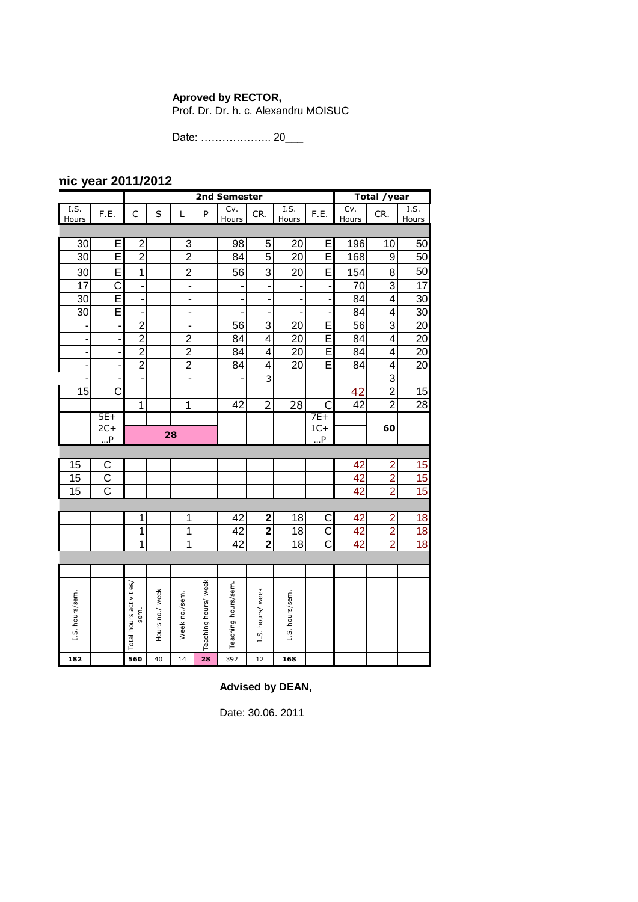**Aproved by RECTOR,**
Prof. Dr. Dr. h. c. Alexandru MOISUC

Date: ……………….. 20___

## nic year 2011/2012

| | | 2nd Semester | | | | | | | | Total /year | | |
|---|---|---|---|---|---|---|---|---|---|---|---|---|
| I.S. Hours | F.E. | C | S | L | P | Cv. Hours | CR. | I.S. Hours | F.E. | Cv. Hours | CR. | I.S. Hours |
| | | | | | | | | | | | | |
| 30 | E | 2 | | 3 | | 98 | 5 | 20 | E | 196 | 10 | 50 |
| 30 | E | 2 | | 2 | | 84 | 5 | 20 | E | 168 | 9 | 50 |
| 30 | E | 1 | | 2 | | 56 | 3 | 20 | E | 154 | 8 | 50 |
| 17 | C | - | | - | | - | - | - | - | 70 | 3 | 17 |
| 30 | E | - | | - | | - | - | - | - | 84 | 4 | 30 |
| 30 | E | - | | - | | - | - | - | - | 84 | 4 | 30 |
| - | - | 2 | | - | | 56 | 3 | 20 | E | 56 | 3 | 20 |
| - | - | 2 | | 2 | | 84 | 4 | 20 | E | 84 | 4 | 20 |
| - | - | 2 | | 2 | | 84 | 4 | 20 | E | 84 | 4 | 20 |
| - | - | 2 | | 2 | | 84 | 4 | 20 | E | 84 | 4 | 20 |
| - | - | - | | - | | - | 3 | | | | 3 | |
| 15 | C | | | | | | | | | 42 | 2 | 15 |
| | | 1 | | 1 | | 42 | 2 | 28 | C | 42 | 2 | 28 |
| | 5E+ 2C+ …P | 28 | | | | | | | 7E+ 1C+ …P | | 60 | |
| | | | | | | | | | | | | |
| 15 | C | | | | | | | | | 42 | 2 | 15 |
| 15 | C | | | | | | | | | 42 | 2 | 15 |
| 15 | C | | | | | | | | | 42 | 2 | 15 |
| | | | | | | | | | | | | |
| | | 1 | | 1 | | 42 | **2** | 18 | C | 42 | 2 | 18 |
| | | 1 | | 1 | | 42 | **2** | 18 | C | 42 | 2 | 18 |
| | | 1 | | 1 | | 42 | **2** | 18 | C | 42 | 2 | 18 |
| | | | | | | | | | | | | |
| I.S. hours/sem. | | Total hours activities/ sem. | Hours no./ week | Week no./sem. | Teaching hours/ week | Teaching hours/sem. | I.S. hours/ week | I.S. hours/sem. | | | | |
| **182** | | **560** | 40 | 14 | **28** | 392 | 12 | **168** | | | | |

**Advised by DEAN,**

Date: 30.06. 2011